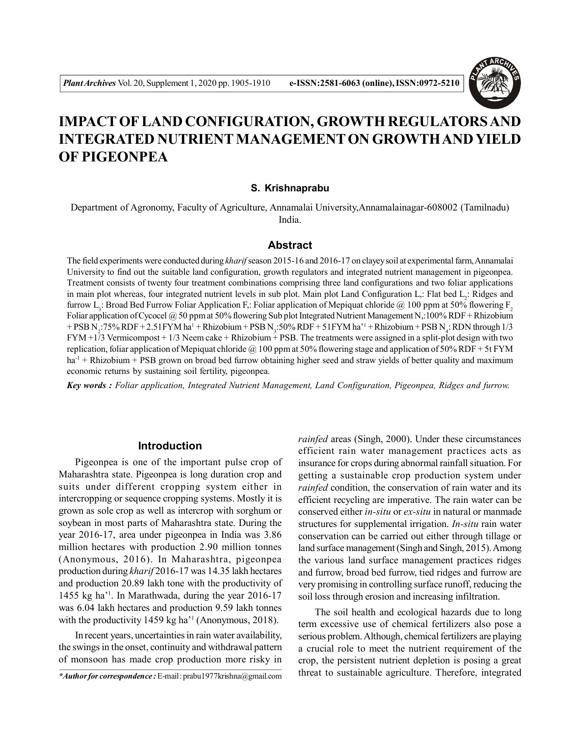# IMPACT OF LAND CONFIGURATION, GROWTH REGULATORS AND INTEGRATED NUTRIENT MANAGEMENT ON GROWTH AND YIELD OF PIGEONPEA

**S. Krishnaprabu**

Department of Agronomy, Faculty of Agriculture, Annamalai University,Annamalainagar-608002 (Tamilnadu) India.

## Abstract

The field experiments were conducted during *kharif* season 2015-16 and 2016-17 on clayey soil at experimental farm, Annamalai University to find out the suitable land configuration, growth regulators and integrated nutrient management in pigeonpea. Treatment consists of twenty four treatment combinations comprising three land configurations and two foliar applications in main plot whereas, four integrated nutrient levels in sub plot. Main plot Land Configuration $L_1$: Flat bed $L_2$: Ridges and furrow $L_3$: Broad Bed Furrow Foliar Application $F_1$: Foliar application of Mepiquat chloride @ 100 ppm at 50% flowering $F_2$ Foliar application of Cycocel @ 50 ppm at 50% flowering Sub plot Integrated Nutrient Management $N_1$:100% RDF + Rhizobium + PSB $N_2$:75% RDF + 2.5t FYM ha$^{-1}$ + Rhizobium + PSB $N_3$:50% RDF + 5t FYM ha$^{-1}$ + Rhizobium + PSB $N_4$: RDN through 1/3 FYM +1/3 Vermicompost + 1/3 Neem cake + Rhizobium + PSB. The treatments were assigned in a split-plot design with two replication, foliar application of Mepiquat chloride @ 100 ppm at 50% flowering stage and application of 50% RDF + 5t FYM ha$^{-1}$ + Rhizobium + PSB grown on broad bed furrow obtaining higher seed and straw yields of better quality and maximum economic returns by sustaining soil fertility, pigeonpea.

***Key words :*** *Foliar application, Integrated Nutrient Management, Land Configuration, Pigeonpea, Ridges and furrow.*

## Introduction

Pigeonpea is one of the important pulse crop of Maharashtra state. Pigeonpea is long duration crop and suits under different cropping system either in intercropping or sequence cropping systems. Mostly it is grown as sole crop as well as intercrop with sorghum or soybean in most parts of Maharashtra state. During the year 2016-17, area under pigeonpea in India was 3.86 million hectares with production 2.90 million tonnes (Anonymous, 2016). In Maharashtra, pigeonpea production during *kharif* 2016-17 was 14.35 lakh hectares and production 20.89 lakh tone with the productivity of 1455 kg ha$^{-1}$. In Marathwada, during the year 2016-17 was 6.04 lakh hectares and production 9.59 lakh tonnes with the productivity 1459 kg ha$^{-1}$ (Anonymous, 2018).

In recent years, uncertainties in rain water availability, the swings in the onset, continuity and withdrawal pattern of monsoon has made crop production more risky in *rainfed* areas (Singh, 2000). Under these circumstances efficient rain water management practices acts as insurance for crops during abnormal rainfall situation. For getting a sustainable crop production system under *rainfed* condition, the conservation of rain water and its efficient recycling are imperative. The rain water can be conserved either *in-situ* or *ex-situ* in natural or manmade structures for supplemental irrigation. *In-situ* rain water conservation can be carried out either through tillage or land surface management (Singh and Singh, 2015). Among the various land surface management practices ridges and furrow, broad bed furrow, tied ridges and furrow are very promising in controlling surface runoff, reducing the soil loss through erosion and increasing infiltration.

The soil health and ecological hazards due to long term excessive use of chemical fertilizers also pose a serious problem. Although, chemical fertilizers are playing a crucial role to meet the nutrient requirement of the crop, the persistent nutrient depletion is posing a great threat to sustainable agriculture. Therefore, integrated

***Author for correspondence :*** E-mail : prabu1977krishna@gmail.com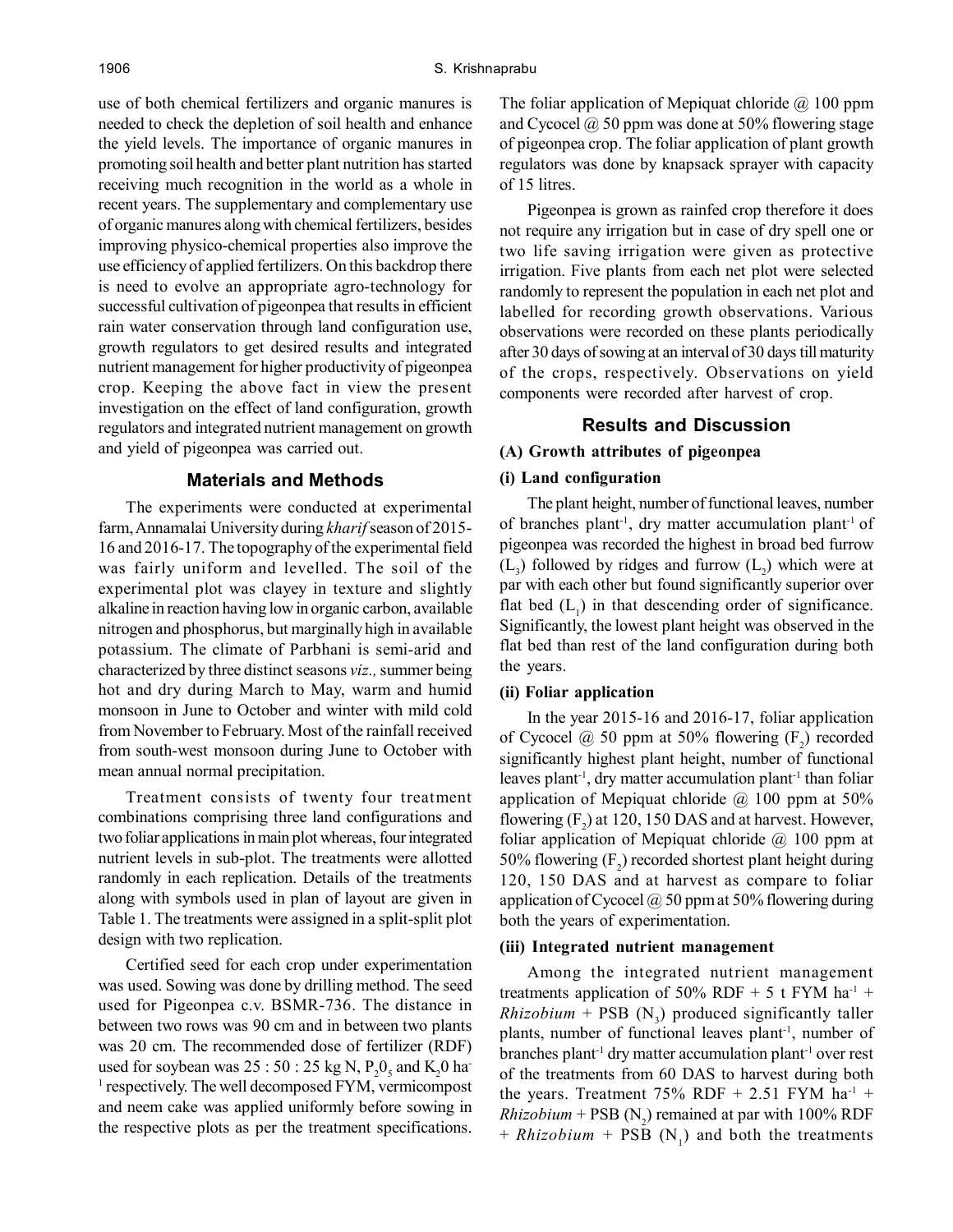use of both chemical fertilizers and organic manures is needed to check the depletion of soil health and enhance the yield levels. The importance of organic manures in promoting soil health and better plant nutrition has started receiving much recognition in the world as a whole in recent years. The supplementary and complementary use of organic manures along with chemical fertilizers, besides improving physico-chemical properties also improve the use efficiency of applied fertilizers. On this backdrop there is need to evolve an appropriate agro-technology for successful cultivation of pigeonpea that results in efficient rain water conservation through land configuration use, growth regulators to get desired results and integrated nutrient management for higher productivity of pigeonpea crop. Keeping the above fact in view the present investigation on the effect of land configuration, growth regulators and integrated nutrient management on growth and yield of pigeonpea was carried out.

## Materials and Methods

The experiments were conducted at experimental farm, Annamalai University during *kharif* season of 2015-16 and 2016-17. The topography of the experimental field was fairly uniform and levelled. The soil of the experimental plot was clayey in texture and slightly alkaline in reaction having low in organic carbon, available nitrogen and phosphorus, but marginally high in available potassium. The climate of Parbhani is semi-arid and characterized by three distinct seasons *viz.,* summer being hot and dry during March to May, warm and humid monsoon in June to October and winter with mild cold from November to February. Most of the rainfall received from south-west monsoon during June to October with mean annual normal precipitation.

Treatment consists of twenty four treatment combinations comprising three land configurations and two foliar applications in main plot whereas, four integrated nutrient levels in sub-plot. The treatments were allotted randomly in each replication. Details of the treatments along with symbols used in plan of layout are given in Table 1. The treatments were assigned in a split-split plot design with two replication.

Certified seed for each crop under experimentation was used. Sowing was done by drilling method. The seed used for Pigeonpea c.v. BSMR-736. The distance in between two rows was 90 cm and in between two plants was 20 cm. The recommended dose of fertilizer (RDF) used for soybean was 25 : 50 : 25 kg N, $P_2O_5$ and $K_2O$ ha$^{-1}$ respectively. The well decomposed FYM, vermicompost and neem cake was applied uniformly before sowing in the respective plots as per the treatment specifications. The foliar application of Mepiquat chloride @ 100 ppm and Cycocel @ 50 ppm was done at 50% flowering stage of pigeonpea crop. The foliar application of plant growth regulators was done by knapsack sprayer with capacity of 15 litres.

Pigeonpea is grown as rainfed crop therefore it does not require any irrigation but in case of dry spell one or two life saving irrigation were given as protective irrigation. Five plants from each net plot were selected randomly to represent the population in each net plot and labelled for recording growth observations. Various observations were recorded on these plants periodically after 30 days of sowing at an interval of 30 days till maturity of the crops, respectively. Observations on yield components were recorded after harvest of crop.

## Results and Discussion

### (A) Growth attributes of pigeonpea

#### (i) Land configuration

The plant height, number of functional leaves, number of branches plant$^{-1}$, dry matter accumulation plant$^{-1}$ of pigeonpea was recorded the highest in broad bed furrow ($L_3$) followed by ridges and furrow ($L_2$) which were at par with each other but found significantly superior over flat bed ($L_1$) in that descending order of significance. Significantly, the lowest plant height was observed in the flat bed than rest of the land configuration during both the years.

#### (ii) Foliar application

In the year 2015-16 and 2016-17, foliar application of Cycocel @ 50 ppm at 50% flowering ($F_2$) recorded significantly highest plant height, number of functional leaves plant$^{-1}$, dry matter accumulation plant$^{-1}$ than foliar application of Mepiquat chloride @ 100 ppm at 50% flowering ($F_2$) at 120, 150 DAS and at harvest. However, foliar application of Mepiquat chloride @ 100 ppm at 50% flowering ($F_2$) recorded shortest plant height during 120, 150 DAS and at harvest as compare to foliar application of Cycocel @ 50 ppm at 50% flowering during both the years of experimentation.

#### (iii) Integrated nutrient management

Among the integrated nutrient management treatments application of 50% RDF + 5 t FYM ha$^{-1}$ + *Rhizobium* + PSB ($N_3$) produced significantly taller plants, number of functional leaves plant$^{-1}$, number of branches plant$^{-1}$ dry matter accumulation plant$^{-1}$ over rest of the treatments from 60 DAS to harvest during both the years. Treatment 75% RDF + 2.51 FYM ha$^{-1}$ + *Rhizobium* + PSB ($N_2$) remained at par with 100% RDF + *Rhizobium* + PSB ($N_1$) and both the treatments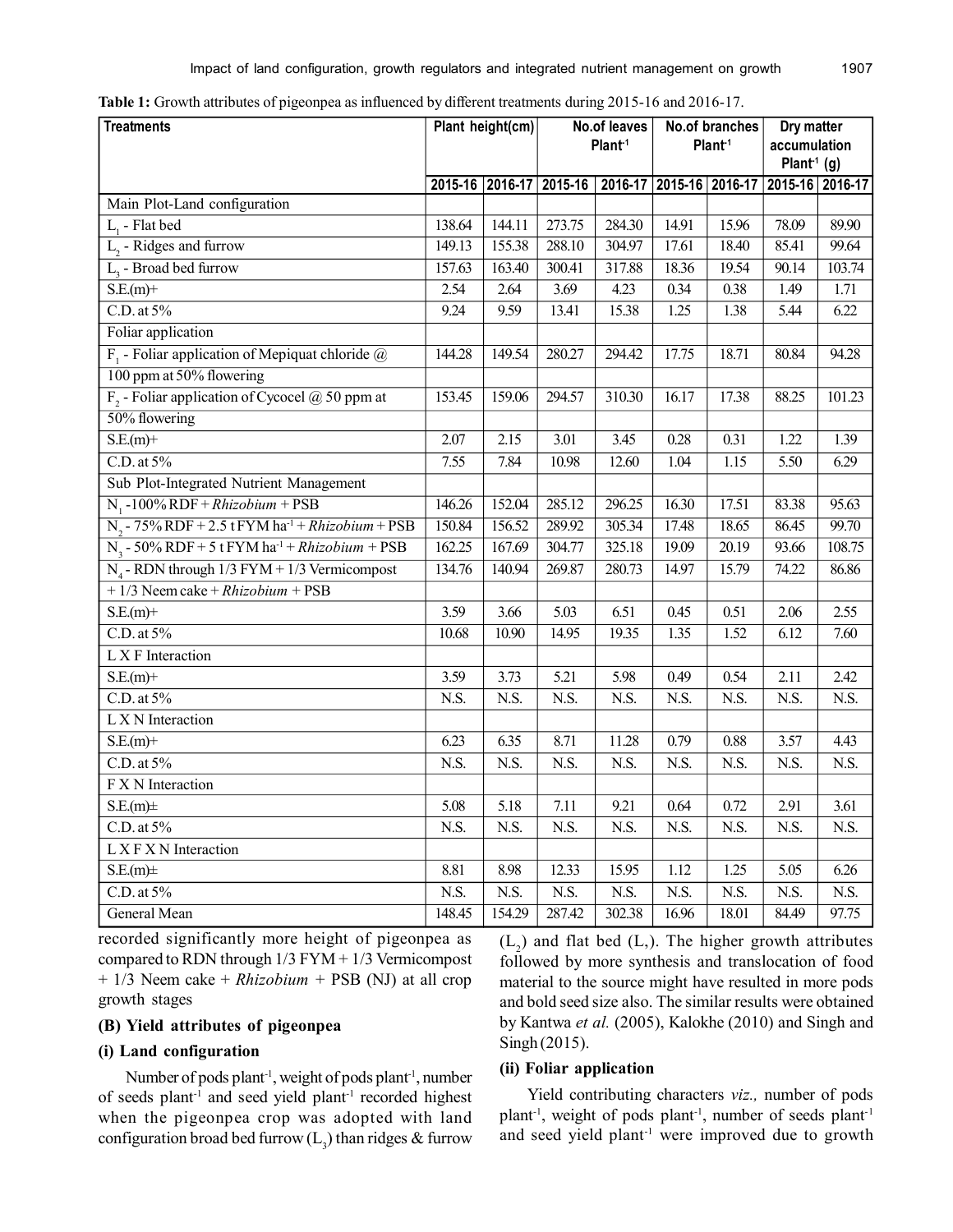**Table 1:** Growth attributes of pigeonpea as influenced by different treatments during 2015-16 and 2016-17.

| Treatments | Plant height(cm) | | No.of leaves Plant$^{-1}$ | | No.of branches Plant$^{-1}$ | | Dry matter accumulation Plant$^{-1}$ (g) | |
|---|---|---|---|---|---|---|---|---|
| | 2015-16 | 2016-17 | 2015-16 | 2016-17 | 2015-16 | 2016-17 | 2015-16 | 2016-17 |
| Main Plot-Land configuration | | | | | | | | |
| $L_1$ - Flat bed | 138.64 | 144.11 | 273.75 | 284.30 | 14.91 | 15.96 | 78.09 | 89.90 |
| $L_2$ - Ridges and furrow | 149.13 | 155.38 | 288.10 | 304.97 | 17.61 | 18.40 | 85.41 | 99.64 |
| $L_3$ - Broad bed furrow | 157.63 | 163.40 | 300.41 | 317.88 | 18.36 | 19.54 | 90.14 | 103.74 |
| S.E.(m)+ | 2.54 | 2.64 | 3.69 | 4.23 | 0.34 | 0.38 | 1.49 | 1.71 |
| C.D. at 5% | 9.24 | 9.59 | 13.41 | 15.38 | 1.25 | 1.38 | 5.44 | 6.22 |
| Foliar application | | | | | | | | |
| $F_1$ - Foliar application of Mepiquat chloride @ 100 ppm at 50% flowering | 144.28 | 149.54 | 280.27 | 294.42 | 17.75 | 18.71 | 80.84 | 94.28 |
| $F_2$ - Foliar application of Cycocel @ 50 ppm at 50% flowering | 153.45 | 159.06 | 294.57 | 310.30 | 16.17 | 17.38 | 88.25 | 101.23 |
| S.E.(m)+ | 2.07 | 2.15 | 3.01 | 3.45 | 0.28 | 0.31 | 1.22 | 1.39 |
| C.D. at 5% | 7.55 | 7.84 | 10.98 | 12.60 | 1.04 | 1.15 | 5.50 | 6.29 |
| Sub Plot-Integrated Nutrient Management | | | | | | | | |
| $N_1$ -100% RDF + *Rhizobium* + PSB | 146.26 | 152.04 | 285.12 | 296.25 | 16.30 | 17.51 | 83.38 | 95.63 |
| $N_2$ - 75% RDF + 2.5 t FYM ha$^{-1}$ + *Rhizobium* + PSB | 150.84 | 156.52 | 289.92 | 305.34 | 17.48 | 18.65 | 86.45 | 99.70 |
| $N_3$ - 50% RDF + 5 t FYM ha$^{-1}$ + *Rhizobium* + PSB | 162.25 | 167.69 | 304.77 | 325.18 | 19.09 | 20.19 | 93.66 | 108.75 |
| $N_4$ - RDN through 1/3 FYM + 1/3 Vermicompost + 1/3 Neem cake + *Rhizobium* + PSB | 134.76 | 140.94 | 269.87 | 280.73 | 14.97 | 15.79 | 74.22 | 86.86 |
| S.E.(m)+ | 3.59 | 3.66 | 5.03 | 6.51 | 0.45 | 0.51 | 2.06 | 2.55 |
| C.D. at 5% | 10.68 | 10.90 | 14.95 | 19.35 | 1.35 | 1.52 | 6.12 | 7.60 |
| L X F Interaction | | | | | | | | |
| S.E.(m)+ | 3.59 | 3.73 | 5.21 | 5.98 | 0.49 | 0.54 | 2.11 | 2.42 |
| C.D. at 5% | N.S. | N.S. | N.S. | N.S. | N.S. | N.S. | N.S. | N.S. |
| L X N Interaction | | | | | | | | |
| S.E.(m)+ | 6.23 | 6.35 | 8.71 | 11.28 | 0.79 | 0.88 | 3.57 | 4.43 |
| C.D. at 5% | N.S. | N.S. | N.S. | N.S. | N.S. | N.S. | N.S. | N.S. |
| F X N Interaction | | | | | | | | |
| S.E.(m)± | 5.08 | 5.18 | 7.11 | 9.21 | 0.64 | 0.72 | 2.91 | 3.61 |
| C.D. at 5% | N.S. | N.S. | N.S. | N.S. | N.S. | N.S. | N.S. | N.S. |
| L X F X N Interaction | | | | | | | | |
| S.E.(m)± | 8.81 | 8.98 | 12.33 | 15.95 | 1.12 | 1.25 | 5.05 | 6.26 |
| C.D. at 5% | N.S. | N.S. | N.S. | N.S. | N.S. | N.S. | N.S. | N.S. |
| General Mean | 148.45 | 154.29 | 287.42 | 302.38 | 16.96 | 18.01 | 84.49 | 97.75 |

recorded significantly more height of pigeonpea as compared to RDN through 1/3 FYM + 1/3 Vermicompost + 1/3 Neem cake + *Rhizobium* + PSB (NJ) at all crop growth stages

### (B) Yield attributes of pigeonpea

#### (i) Land configuration

Number of pods plant$^{-1}$, weight of pods plant$^{-1}$, number of seeds plant$^{-1}$ and seed yield plant$^{-1}$ recorded highest when the pigeonpea crop was adopted with land configuration broad bed furrow ($L_3$) than ridges & furrow ($L_2$) and flat bed ($L_1$). The higher growth attributes followed by more synthesis and translocation of food material to the source might have resulted in more pods and bold seed size also. The similar results were obtained by Kantwa *et al.* (2005), Kalokhe (2010) and Singh and Singh (2015).

#### (ii) Foliar application

Yield contributing characters *viz.,* number of pods plant$^{-1}$, weight of pods plant$^{-1}$, number of seeds plant$^{-1}$ and seed yield plant$^{-1}$ were improved due to growth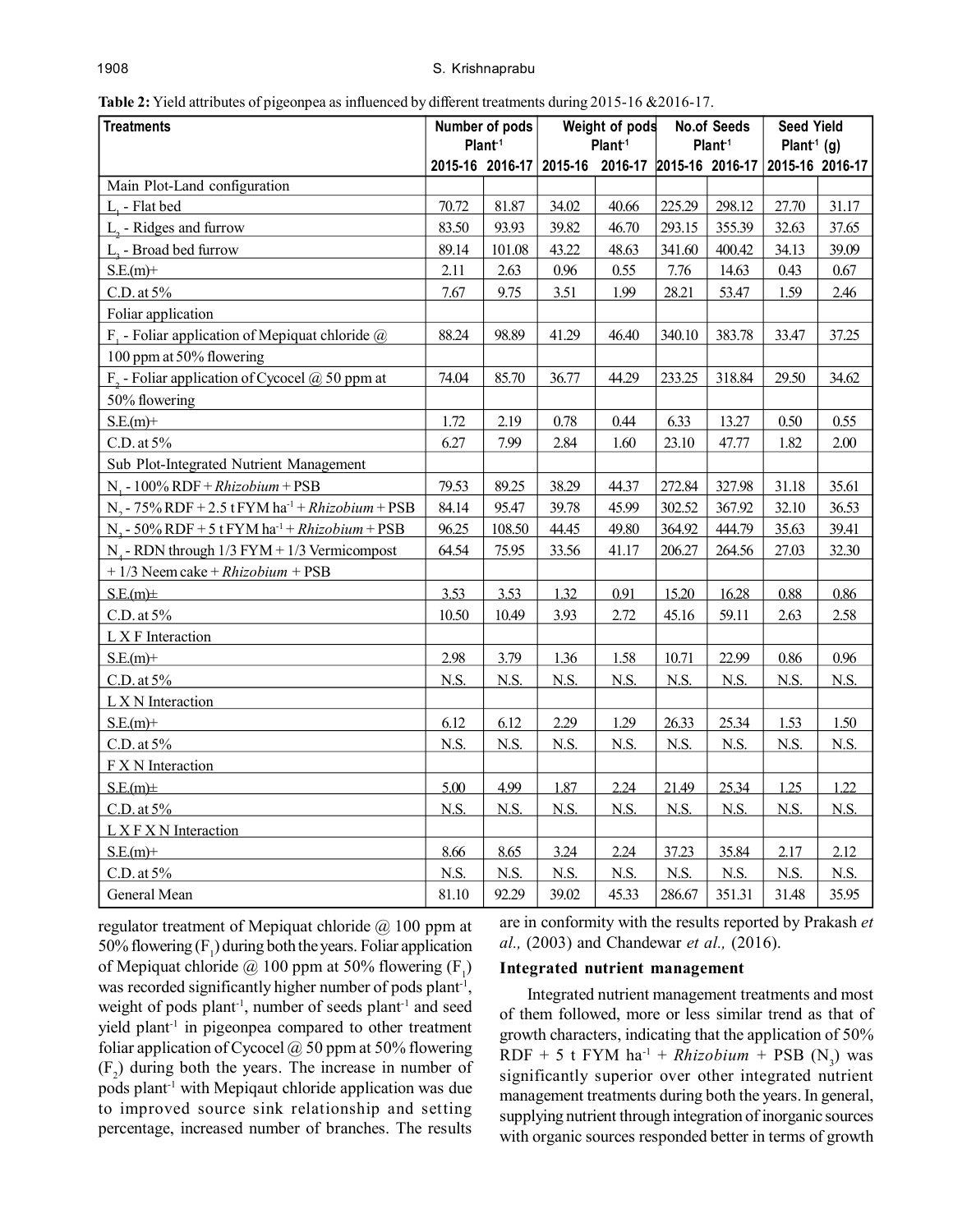**Table 2:** Yield attributes of pigeonpea as influenced by different treatments during 2015-16 &2016-17.

| Treatments | Number of pods Plant$^{-1}$ | | Weight of pods Plant$^{-1}$ | | No.of Seeds Plant$^{-1}$ | | Seed Yield Plant$^{-1}$ (g) | |
|---|---|---|---|---|---|---|---|---|
| | 2015-16 | 2016-17 | 2015-16 | 2016-17 | 2015-16 | 2016-17 | 2015-16 | 2016-17 |
| Main Plot-Land configuration | | | | | | | | |
| $L_1$ - Flat bed | 70.72 | 81.87 | 34.02 | 40.66 | 225.29 | 298.12 | 27.70 | 31.17 |
| $L_2$ - Ridges and furrow | 83.50 | 93.93 | 39.82 | 46.70 | 293.15 | 355.39 | 32.63 | 37.65 |
| $L_3$ - Broad bed furrow | 89.14 | 101.08 | 43.22 | 48.63 | 341.60 | 400.42 | 34.13 | 39.09 |
| S.E.(m)+ | 2.11 | 2.63 | 0.96 | 0.55 | 7.76 | 14.63 | 0.43 | 0.67 |
| C.D. at 5% | 7.67 | 9.75 | 3.51 | 1.99 | 28.21 | 53.47 | 1.59 | 2.46 |
| Foliar application | | | | | | | | |
| $F_1$ - Foliar application of Mepiquat chloride @ 100 ppm at 50% flowering | 88.24 | 98.89 | 41.29 | 46.40 | 340.10 | 383.78 | 33.47 | 37.25 |
| $F_2$ - Foliar application of Cycocel @ 50 ppm at 50% flowering | 74.04 | 85.70 | 36.77 | 44.29 | 233.25 | 318.84 | 29.50 | 34.62 |
| S.E.(m)+ | 1.72 | 2.19 | 0.78 | 0.44 | 6.33 | 13.27 | 0.50 | 0.55 |
| C.D. at 5% | 6.27 | 7.99 | 2.84 | 1.60 | 23.10 | 47.77 | 1.82 | 2.00 |
| Sub Plot-Integrated Nutrient Management | | | | | | | | |
| $N_1$ - 100% RDF + *Rhizobium* + PSB | 79.53 | 89.25 | 38.29 | 44.37 | 272.84 | 327.98 | 31.18 | 35.61 |
| $N_2$ - 75% RDF + 2.5 t FYM ha$^{-1}$ + *Rhizobium* + PSB | 84.14 | 95.47 | 39.78 | 45.99 | 302.52 | 367.92 | 32.10 | 36.53 |
| $N_3$ - 50% RDF + 5 t FYM ha$^{-1}$ + *Rhizobium* + PSB | 96.25 | 108.50 | 44.45 | 49.80 | 364.92 | 444.79 | 35.63 | 39.41 |
| $N_4$ - RDN through 1/3 FYM + 1/3 Vermicompost + 1/3 Neem cake + *Rhizobium* + PSB | 64.54 | 75.95 | 33.56 | 41.17 | 206.27 | 264.56 | 27.03 | 32.30 |
| S.E.(m)± | 3.53 | 3.53 | 1.32 | 0.91 | 15.20 | 16.28 | 0.88 | 0.86 |
| C.D. at 5% | 10.50 | 10.49 | 3.93 | 2.72 | 45.16 | 59.11 | 2.63 | 2.58 |
| L X F Interaction | | | | | | | | |
| S.E.(m)+ | 2.98 | 3.79 | 1.36 | 1.58 | 10.71 | 22.99 | 0.86 | 0.96 |
| C.D. at 5% | N.S. | N.S. | N.S. | N.S. | N.S. | N.S. | N.S. | N.S. |
| L X N Interaction | | | | | | | | |
| S.E.(m)+ | 6.12 | 6.12 | 2.29 | 1.29 | 26.33 | 25.34 | 1.53 | 1.50 |
| C.D. at 5% | N.S. | N.S. | N.S. | N.S. | N.S. | N.S. | N.S. | N.S. |
| F X N Interaction | | | | | | | | |
| S.E.(m)± | 5.00 | 4.99 | 1.87 | 2.24 | 21.49 | 25.34 | 1.25 | 1.22 |
| C.D. at 5% | N.S. | N.S. | N.S. | N.S. | N.S. | N.S. | N.S. | N.S. |
| L X F X N Interaction | | | | | | | | |
| S.E.(m)+ | 8.66 | 8.65 | 3.24 | 2.24 | 37.23 | 35.84 | 2.17 | 2.12 |
| C.D. at 5% | N.S. | N.S. | N.S. | N.S. | N.S. | N.S. | N.S. | N.S. |
| General Mean | 81.10 | 92.29 | 39.02 | 45.33 | 286.67 | 351.31 | 31.48 | 35.95 |

regulator treatment of Mepiquat chloride @ 100 ppm at 50% flowering ($F_1$) during both the years. Foliar application of Mepiquat chloride @ 100 ppm at 50% flowering ($F_1$) was recorded significantly higher number of pods plant$^{-1}$, weight of pods plant$^{-1}$, number of seeds plant$^{-1}$ and seed yield plant$^{-1}$ in pigeonpea compared to other treatment foliar application of Cycocel @ 50 ppm at 50% flowering ($F_2$) during both the years. The increase in number of pods plant$^{-1}$ with Mepiqaut chloride application was due to improved source sink relationship and setting percentage, increased number of branches. The results are in conformity with the results reported by Prakash *et al.,* (2003) and Chandewar *et al.,* (2016).

### Integrated nutrient management

Integrated nutrient management treatments and most of them followed, more or less similar trend as that of growth characters, indicating that the application of 50% RDF + 5 t FYM ha$^{-1}$ + *Rhizobium* + PSB ($N_3$) was significantly superior over other integrated nutrient management treatments during both the years. In general, supplying nutrient through integration of inorganic sources with organic sources responded better in terms of growth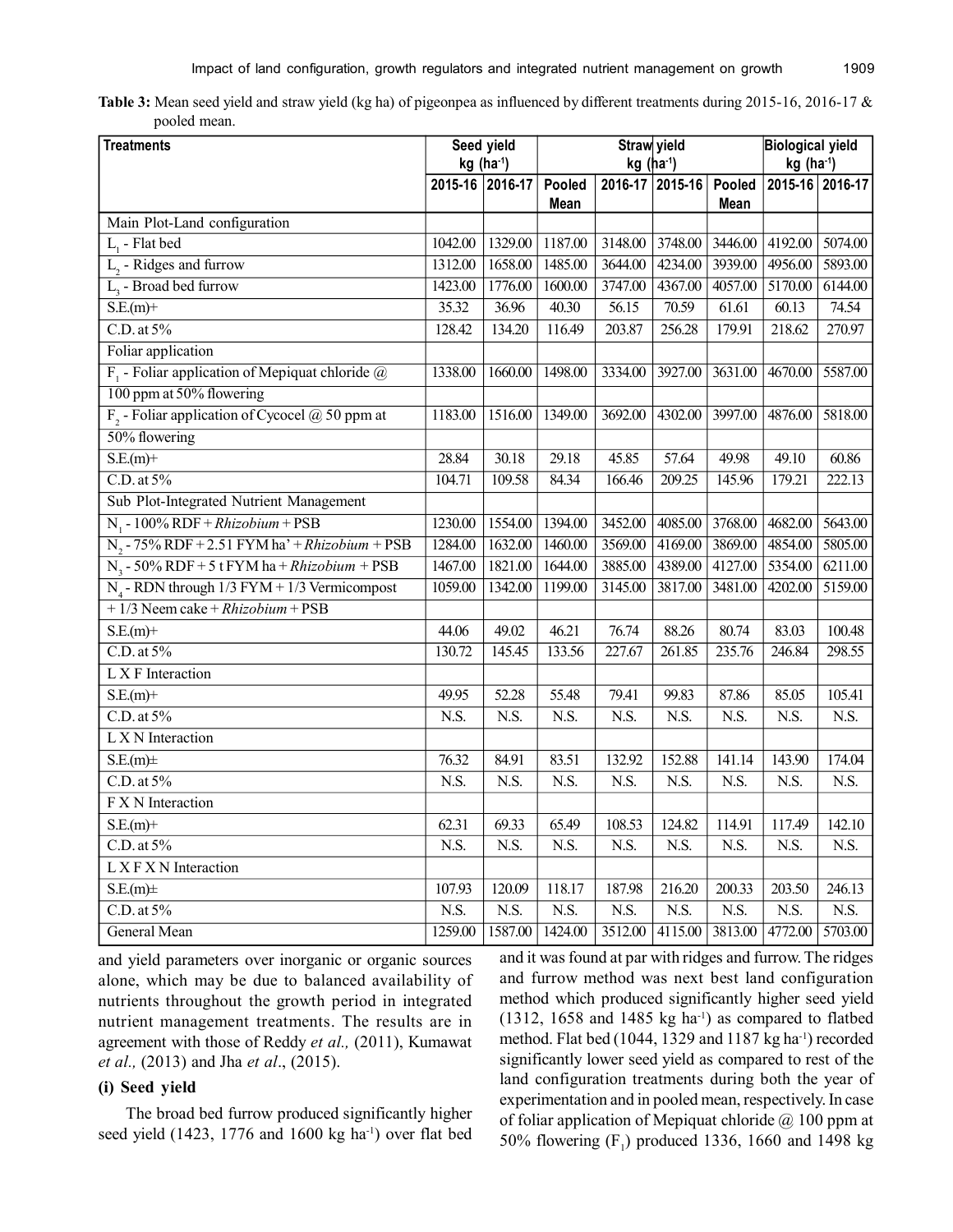**Table 3:** Mean seed yield and straw yield (kg ha) of pigeonpea as influenced by different treatments during 2015-16, 2016-17 & pooled mean.

| Treatments | Seed yield kg (ha$^{-1}$) | | | Straw yield kg (ha$^{-1}$) | | | Biological yield kg (ha$^{-1}$) | |
|---|---|---|---|---|---|---|---|---|
| | 2015-16 | 2016-17 | Pooled Mean | 2016-17 | 2015-16 | Pooled Mean | 2015-16 | 2016-17 |
| Main Plot-Land configuration | | | | | | | | |
| $L_1$ - Flat bed | 1042.00 | 1329.00 | 1187.00 | 3148.00 | 3748.00 | 3446.00 | 4192.00 | 5074.00 |
| $L_2$ - Ridges and furrow | 1312.00 | 1658.00 | 1485.00 | 3644.00 | 4234.00 | 3939.00 | 4956.00 | 5893.00 |
| $L_3$ - Broad bed furrow | 1423.00 | 1776.00 | 1600.00 | 3747.00 | 4367.00 | 4057.00 | 5170.00 | 6144.00 |
| S.E.(m)+ | 35.32 | 36.96 | 40.30 | 56.15 | 70.59 | 61.61 | 60.13 | 74.54 |
| C.D. at 5% | 128.42 | 134.20 | 116.49 | 203.87 | 256.28 | 179.91 | 218.62 | 270.97 |
| Foliar application | | | | | | | | |
| $F_1$ - Foliar application of Mepiquat chloride @ 100 ppm at 50% flowering | 1338.00 | 1660.00 | 1498.00 | 3334.00 | 3927.00 | 3631.00 | 4670.00 | 5587.00 |
| $F_2$ - Foliar application of Cycocel @ 50 ppm at 50% flowering | 1183.00 | 1516.00 | 1349.00 | 3692.00 | 4302.00 | 3997.00 | 4876.00 | 5818.00 |
| S.E.(m)+ | 28.84 | 30.18 | 29.18 | 45.85 | 57.64 | 49.98 | 49.10 | 60.86 |
| C.D. at 5% | 104.71 | 109.58 | 84.34 | 166.46 | 209.25 | 145.96 | 179.21 | 222.13 |
| Sub Plot-Integrated Nutrient Management | | | | | | | | |
| $N_1$ - 100% RDF + *Rhizobium* + PSB | 1230.00 | 1554.00 | 1394.00 | 3452.00 | 4085.00 | 3768.00 | 4682.00 | 5643.00 |
| $N_2$ - 75% RDF + 2.51 FYM ha' + *Rhizobium* + PSB | 1284.00 | 1632.00 | 1460.00 | 3569.00 | 4169.00 | 3869.00 | 4854.00 | 5805.00 |
| $N_3$ - 50% RDF + 5 t FYM ha + *Rhizobium* + PSB | 1467.00 | 1821.00 | 1644.00 | 3885.00 | 4389.00 | 4127.00 | 5354.00 | 6211.00 |
| $N_4$ - RDN through 1/3 FYM + 1/3 Vermicompost + 1/3 Neem cake + *Rhizobium* + PSB | 1059.00 | 1342.00 | 1199.00 | 3145.00 | 3817.00 | 3481.00 | 4202.00 | 5159.00 |
| S.E.(m)+ | 44.06 | 49.02 | 46.21 | 76.74 | 88.26 | 80.74 | 83.03 | 100.48 |
| C.D. at 5% | 130.72 | 145.45 | 133.56 | 227.67 | 261.85 | 235.76 | 246.84 | 298.55 |
| L X F Interaction | | | | | | | | |
| S.E.(m)+ | 49.95 | 52.28 | 55.48 | 79.41 | 99.83 | 87.86 | 85.05 | 105.41 |
| C.D. at 5% | N.S. | N.S. | N.S. | N.S. | N.S. | N.S. | N.S. | N.S. |
| L X N Interaction | | | | | | | | |
| S.E.(m)± | 76.32 | 84.91 | 83.51 | 132.92 | 152.88 | 141.14 | 143.90 | 174.04 |
| C.D. at 5% | N.S. | N.S. | N.S. | N.S. | N.S. | N.S. | N.S. | N.S. |
| F X N Interaction | | | | | | | | |
| S.E.(m)+ | 62.31 | 69.33 | 65.49 | 108.53 | 124.82 | 114.91 | 117.49 | 142.10 |
| C.D. at 5% | N.S. | N.S. | N.S. | N.S. | N.S. | N.S. | N.S. | N.S. |
| L X F X N Interaction | | | | | | | | |
| S.E.(m)± | 107.93 | 120.09 | 118.17 | 187.98 | 216.20 | 200.33 | 203.50 | 246.13 |
| C.D. at 5% | N.S. | N.S. | N.S. | N.S. | N.S. | N.S. | N.S. | N.S. |
| General Mean | 1259.00 | 1587.00 | 1424.00 | 3512.00 | 4115.00 | 3813.00 | 4772.00 | 5703.00 |

and yield parameters over inorganic or organic sources alone, which may be due to balanced availability of nutrients throughout the growth period in integrated nutrient management treatments. The results are in agreement with those of Reddy *et al.,* (2011), Kumawat *et al.,* (2013) and Jha *et al*., (2015).

### (i) Seed yield

The broad bed furrow produced significantly higher seed yield (1423, 1776 and 1600 kg ha$^{-1}$) over flat bed and it was found at par with ridges and furrow. The ridges and furrow method was next best land configuration method which produced significantly higher seed yield (1312, 1658 and 1485 kg ha$^{-1}$) as compared to flatbed method. Flat bed (1044, 1329 and 1187 kg ha$^{-1}$) recorded significantly lower seed yield as compared to rest of the land configuration treatments during both the year of experimentation and in pooled mean, respectively. In case of foliar application of Mepiquat chloride @ 100 ppm at 50% flowering ($F_1$) produced 1336, 1660 and 1498 kg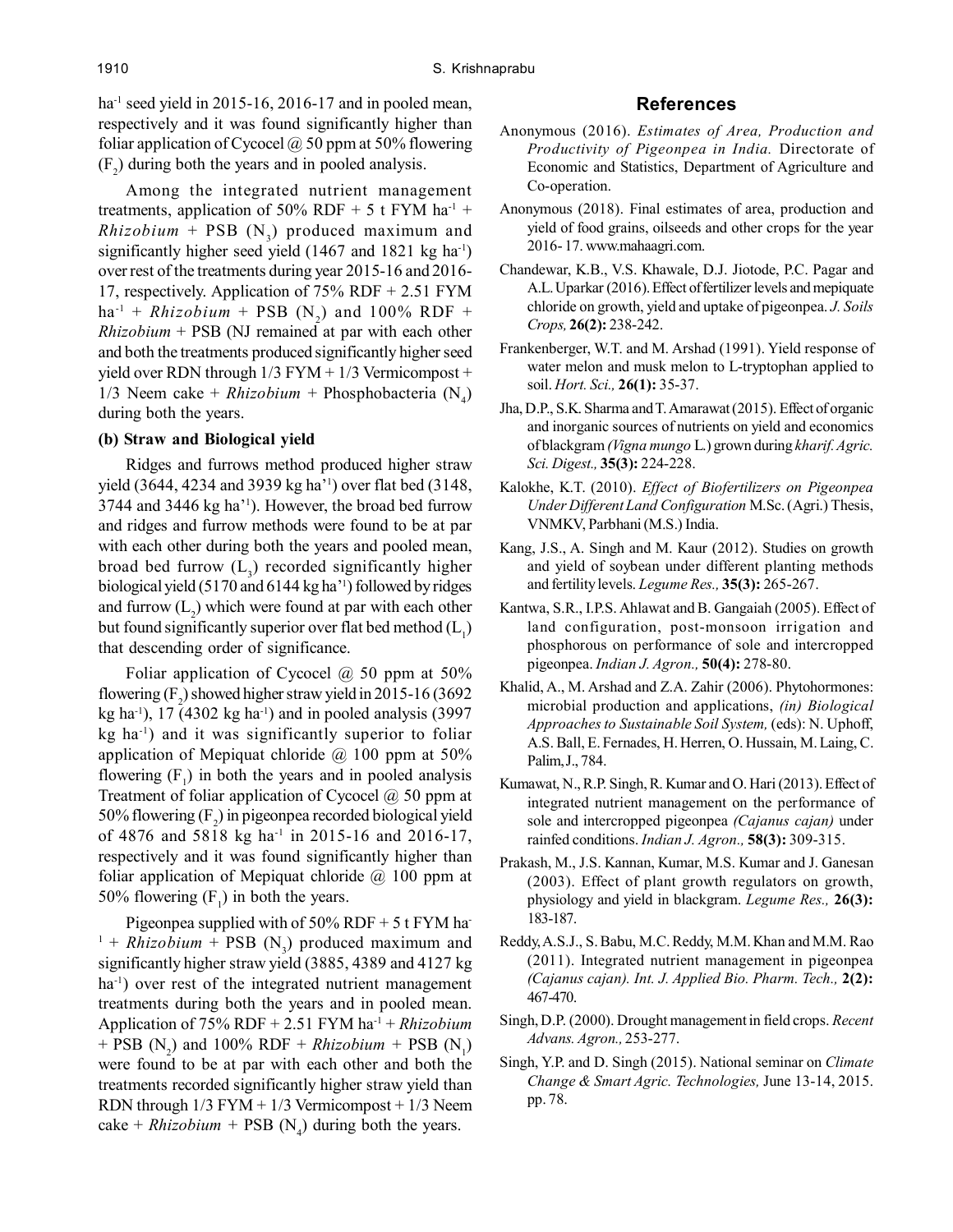ha$^{-1}$ seed yield in 2015-16, 2016-17 and in pooled mean, respectively and it was found significantly higher than foliar application of Cycocel @ 50 ppm at 50% flowering ($F_2$) during both the years and in pooled analysis.

Among the integrated nutrient management treatments, application of 50% RDF + 5 t FYM ha$^{-1}$ + *Rhizobium* + PSB ($N_3$) produced maximum and significantly higher seed yield (1467 and 1821 kg ha$^{-1}$) over rest of the treatments during year 2015-16 and 2016-17, respectively. Application of 75% RDF + 2.51 FYM ha$^{-1}$ + *Rhizobium* + PSB ($N_2$) and 100% RDF + *Rhizobium* + PSB (NJ remained at par with each other and both the treatments produced significantly higher seed yield over RDN through 1/3 FYM + 1/3 Vermicompost + 1/3 Neem cake + *Rhizobium* + Phosphobacteria ($N_4$) during both the years.

### (b) Straw and Biological yield

Ridges and furrows method produced higher straw yield (3644, 4234 and 3939 kg ha'$^{1}$) over flat bed (3148, 3744 and 3446 kg ha'$^{1}$). However, the broad bed furrow and ridges and furrow methods were found to be at par with each other during both the years and pooled mean, broad bed furrow ($L_3$) recorded significantly higher biological yield (5170 and 6144 kg ha'$^{1}$) followed by ridges and furrow ($L_2$) which were found at par with each other but found significantly superior over flat bed method ($L_1$) that descending order of significance.

Foliar application of Cycocel @ 50 ppm at 50% flowering ($F_2$) showed higher straw yield in 2015-16 (3692 kg ha$^{-1}$), 17 (4302 kg ha$^{-1}$) and in pooled analysis (3997 kg ha$^{-1}$) and it was significantly superior to foliar application of Mepiquat chloride @ 100 ppm at 50% flowering ($F_1$) in both the years and in pooled analysis Treatment of foliar application of Cycocel @ 50 ppm at 50% flowering ($F_2$) in pigeonpea recorded biological yield of 4876 and 5818 kg ha$^{-1}$ in 2015-16 and 2016-17, respectively and it was found significantly higher than foliar application of Mepiquat chloride @ 100 ppm at 50% flowering ($F_1$) in both the years.

Pigeonpea supplied with of 50% RDF + 5 t FYM ha$^{-1}$ + *Rhizobium* + PSB ($N_3$) produced maximum and significantly higher straw yield (3885, 4389 and 4127 kg ha$^{-1}$) over rest of the integrated nutrient management treatments during both the years and in pooled mean. Application of 75% RDF + 2.51 FYM ha$^{-1}$ + *Rhizobium* + PSB ($N_2$) and 100% RDF + *Rhizobium* + PSB ($N_1$) were found to be at par with each other and both the treatments recorded significantly higher straw yield than RDN through 1/3 FYM + 1/3 Vermicompost + 1/3 Neem cake + *Rhizobium* + PSB ($N_4$) during both the years.

## References

Anonymous (2016). *Estimates of Area, Production and Productivity of Pigeonpea in India.* Directorate of Economic and Statistics, Department of Agriculture and Co-operation.

Anonymous (2018). Final estimates of area, production and yield of food grains, oilseeds and other crops for the year 2016- 17. www.mahaagri.com.

Chandewar, K.B., V.S. Khawale, D.J. Jiotode, P.C. Pagar and A.L. Uparkar (2016). Effect of fertilizer levels and mepiquate chloride on growth, yield and uptake of pigeonpea. *J. Soils Crops,* **26(2):** 238-242.

Frankenberger, W.T. and M. Arshad (1991). Yield response of water melon and musk melon to L-tryptophan applied to soil. *Hort. Sci.,* **26(1):** 35-37.

Jha, D.P., S.K. Sharma and T. Amarawat (2015). Effect of organic and inorganic sources of nutrients on yield and economics of blackgram *(Vigna mungo* L.) grown during *kharif. Agric. Sci. Digest.,* **35(3):** 224-228.

Kalokhe, K.T. (2010). *Effect of Biofertilizers on Pigeonpea Under Different Land Configuration* M.Sc. (Agri.) Thesis, VNMKV, Parbhani (M.S.) India.

Kang, J.S., A. Singh and M. Kaur (2012). Studies on growth and yield of soybean under different planting methods and fertility levels. *Legume Res.,* **35(3):** 265-267.

Kantwa, S.R., I.P.S. Ahlawat and B. Gangaiah (2005). Effect of land configuration, post-monsoon irrigation and phosphorous on performance of sole and intercropped pigeonpea. *Indian J. Agron.,* **50(4):** 278-80.

Khalid, A., M. Arshad and Z.A. Zahir (2006). Phytohormones: microbial production and applications, *(in) Biological Approaches to Sustainable Soil System,* (eds): N. Uphoff, A.S. Ball, E. Fernades, H. Herren, O. Hussain, M. Laing, C. Palim, J., 784.

Kumawat, N., R.P. Singh, R. Kumar and O. Hari (2013). Effect of integrated nutrient management on the performance of sole and intercropped pigeonpea *(Cajanus cajan)* under rainfed conditions. *Indian J. Agron.,* **58(3):** 309-315.

Prakash, M., J.S. Kannan, Kumar, M.S. Kumar and J. Ganesan (2003). Effect of plant growth regulators on growth, physiology and yield in blackgram. *Legume Res.,* **26(3):** 183-187.

Reddy, A.S.J., S. Babu, M.C. Reddy, M.M. Khan and M.M. Rao (2011). Integrated nutrient management in pigeonpea *(Cajanus cajan). Int. J. Applied Bio. Pharm. Tech.,* **2(2):** 467-470.

Singh, D.P. (2000). Drought management in field crops. *Recent Advans. Agron.,* 253-277.

Singh, Y.P. and D. Singh (2015). National seminar on *Climate Change & Smart Agric. Technologies,* June 13-14, 2015. pp. 78.